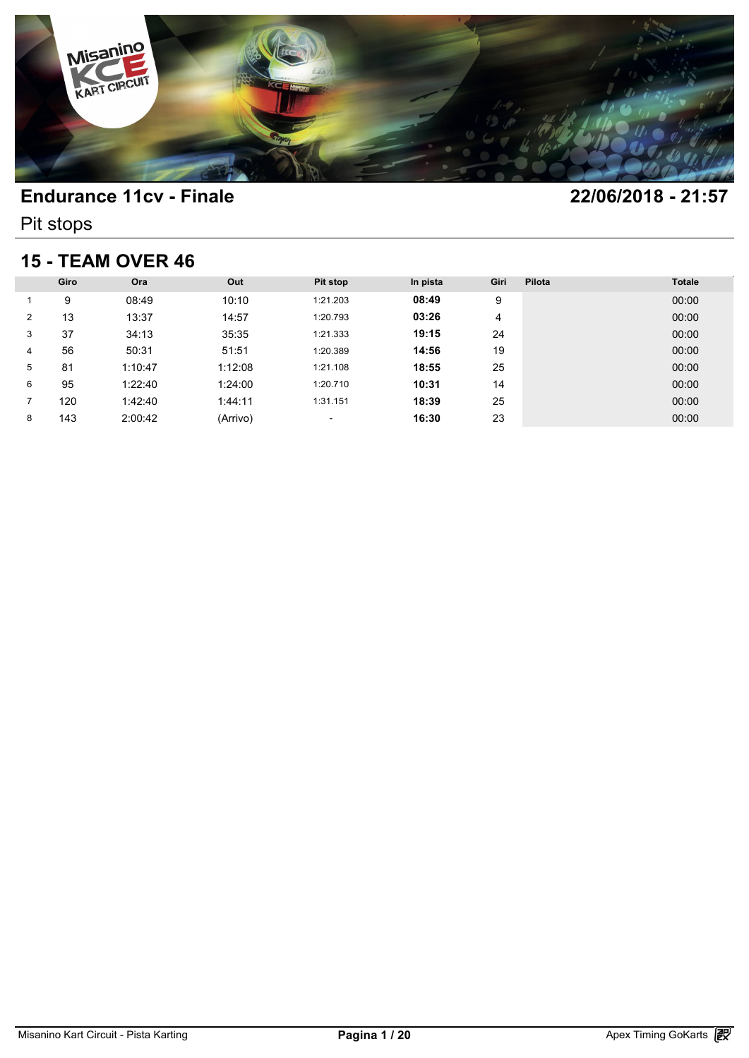# Endurance 11cv - Finale

22/06/2018 - 21:57

Pit stops

## 15 - TEAM OVER 46

| | Giro | Ora | Out | Pit stop | In pista | Giri | Pilota | Totale |
|---|---|---|---|---|---|---|---|---|
| 1 | 9 | 08:49 | 10:10 | 1:21.203 | **08:49** | 9 | | 00:00 |
| 2 | 13 | 13:37 | 14:57 | 1:20.793 | **03:26** | 4 | | 00:00 |
| 3 | 37 | 34:13 | 35:35 | 1:21.333 | **19:15** | 24 | | 00:00 |
| 4 | 56 | 50:31 | 51:51 | 1:20.389 | **14:56** | 19 | | 00:00 |
| 5 | 81 | 1:10:47 | 1:12:08 | 1:21.108 | **18:55** | 25 | | 00:00 |
| 6 | 95 | 1:22:40 | 1:24:00 | 1:20.710 | **10:31** | 14 | | 00:00 |
| 7 | 120 | 1:42:40 | 1:44:11 | 1:31.151 | **18:39** | 25 | | 00:00 |
| 8 | 143 | 2:00:42 | (Arrivo) | - | **16:30** | 23 | | 00:00 |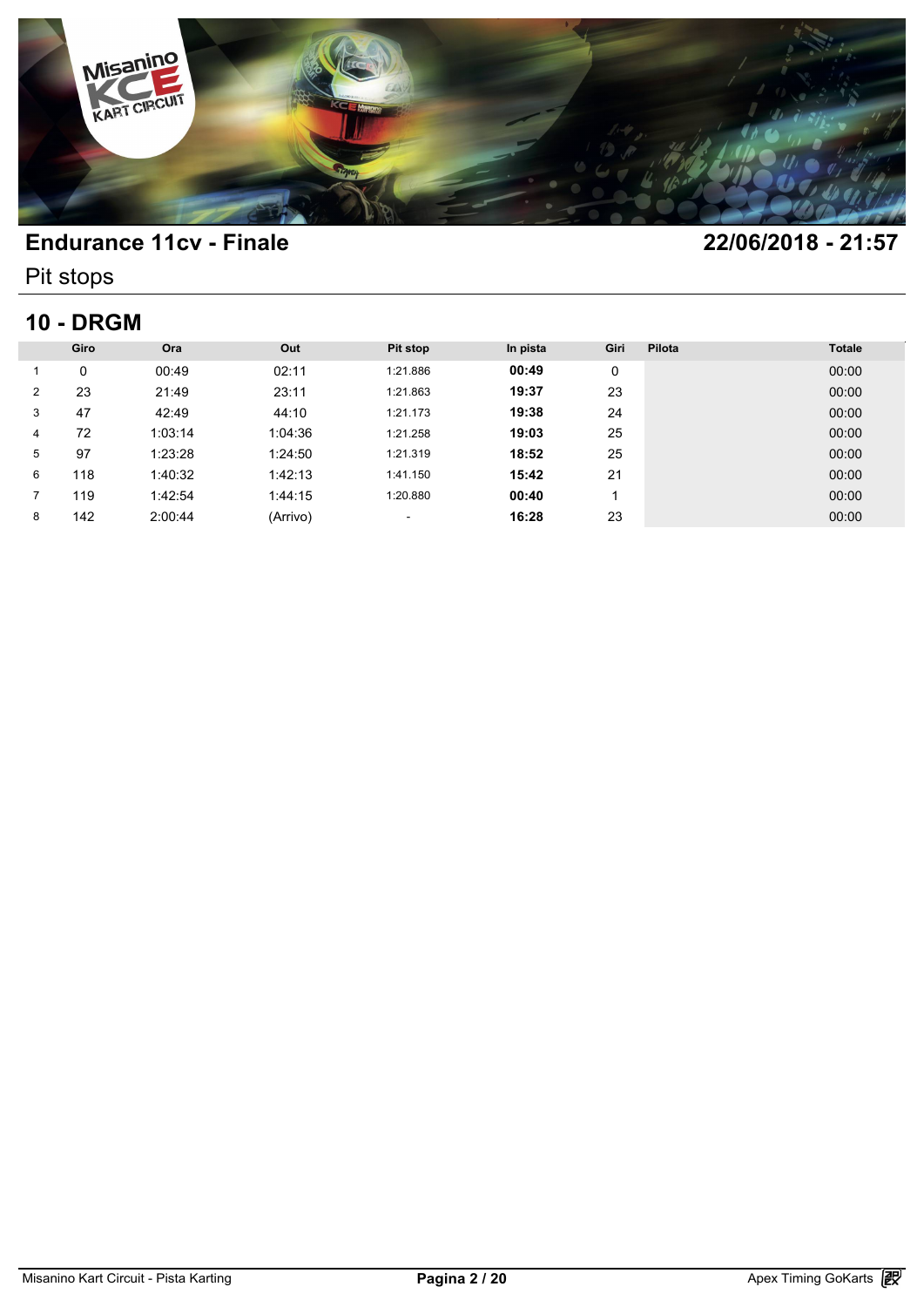## Endurance 11cv - Finale

**22/06/2018 - 21:57**

Pit stops

## 10 - DRGM

| | Giro | Ora | Out | Pit stop | In pista | Giri | Pilota | Totale |
|---|---|---|---|---|---|---|---|---|
| 1 | 0 | 00:49 | 02:11 | 1:21.886 | **00:49** | 0 | | 00:00 |
| 2 | 23 | 21:49 | 23:11 | 1:21.863 | **19:37** | 23 | | 00:00 |
| 3 | 47 | 42:49 | 44:10 | 1:21.173 | **19:38** | 24 | | 00:00 |
| 4 | 72 | 1:03:14 | 1:04:36 | 1:21.258 | **19:03** | 25 | | 00:00 |
| 5 | 97 | 1:23:28 | 1:24:50 | 1:21.319 | **18:52** | 25 | | 00:00 |
| 6 | 118 | 1:40:32 | 1:42:13 | 1:41.150 | **15:42** | 21 | | 00:00 |
| 7 | 119 | 1:42:54 | 1:44:15 | 1:20.880 | **00:40** | 1 | | 00:00 |
| 8 | 142 | 2:00:44 | (Arrivo) | - | **16:28** | 23 | | 00:00 |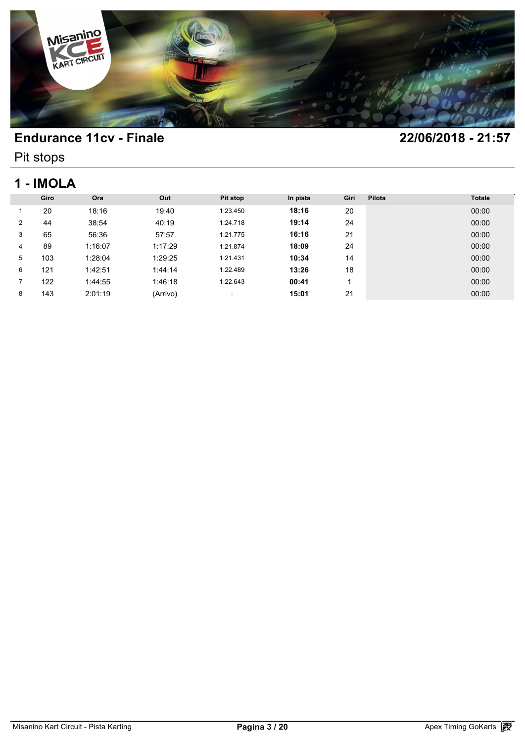# Endurance 11cv - Finale

22/06/2018 - 21:57

Pit stops

## 1 - IMOLA

| | Giro | Ora | Out | Pit stop | In pista | Giri | Pilota | Totale |
|---|---|---|---|---|---|---|---|---|
| 1 | 20 | 18:16 | 19:40 | 1:23.450 | **18:16** | 20 | | 00:00 |
| 2 | 44 | 38:54 | 40:19 | 1:24.718 | **19:14** | 24 | | 00:00 |
| 3 | 65 | 56:36 | 57:57 | 1:21.775 | **16:16** | 21 | | 00:00 |
| 4 | 89 | 1:16:07 | 1:17:29 | 1:21.874 | **18:09** | 24 | | 00:00 |
| 5 | 103 | 1:28:04 | 1:29:25 | 1:21.431 | **10:34** | 14 | | 00:00 |
| 6 | 121 | 1:42:51 | 1:44:14 | 1:22.489 | **13:26** | 18 | | 00:00 |
| 7 | 122 | 1:44:55 | 1:46:18 | 1:22.643 | **00:41** | 1 | | 00:00 |
| 8 | 143 | 2:01:19 | (Arrivo) | - | **15:01** | 21 | | 00:00 |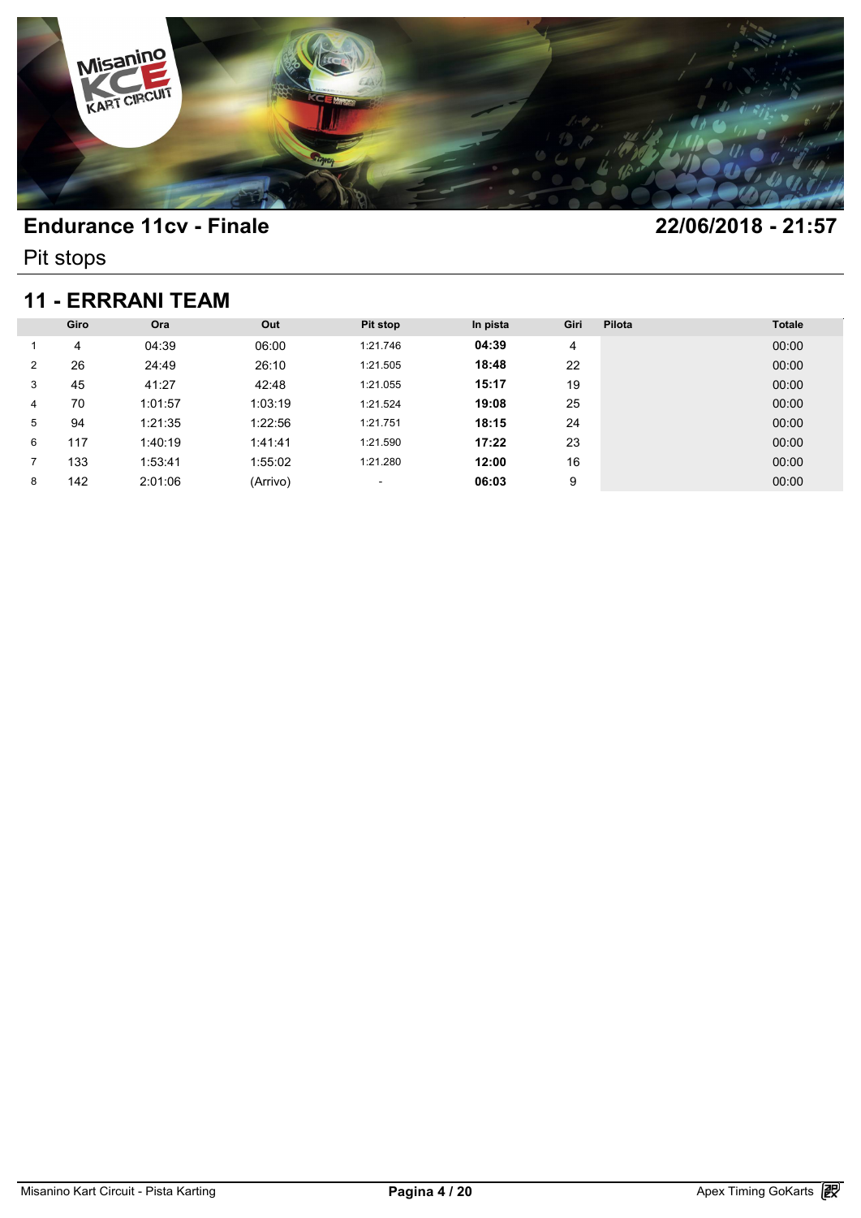# Endurance 11cv - Finale

**22/06/2018 - 21:57**

Pit stops

## 11 - ERRRANI TEAM

| | Giro | Ora | Out | Pit stop | In pista | Giri | Pilota | Totale |
|---|---|---|---|---|---|---|---|---|
| 1 | 4 | 04:39 | 06:00 | 1:21.746 | **04:39** | 4 | | 00:00 |
| 2 | 26 | 24:49 | 26:10 | 1:21.505 | **18:48** | 22 | | 00:00 |
| 3 | 45 | 41:27 | 42:48 | 1:21.055 | **15:17** | 19 | | 00:00 |
| 4 | 70 | 1:01:57 | 1:03:19 | 1:21.524 | **19:08** | 25 | | 00:00 |
| 5 | 94 | 1:21:35 | 1:22:56 | 1:21.751 | **18:15** | 24 | | 00:00 |
| 6 | 117 | 1:40:19 | 1:41:41 | 1:21.590 | **17:22** | 23 | | 00:00 |
| 7 | 133 | 1:53:41 | 1:55:02 | 1:21.280 | **12:00** | 16 | | 00:00 |
| 8 | 142 | 2:01:06 | (Arrivo) | - | **06:03** | 9 | | 00:00 |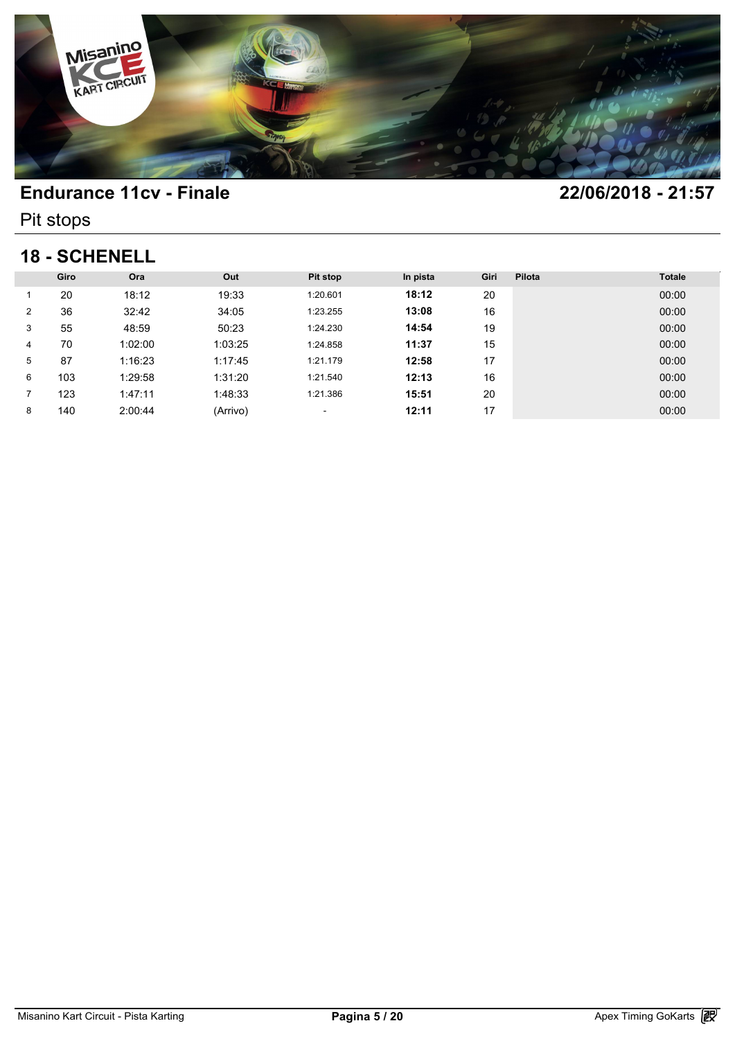# Endurance 11cv - Finale

**22/06/2018 - 21:57**

Pit stops

## 18 - SCHENELL

| | Giro | Ora | Out | Pit stop | In pista | Giri | Pilota | Totale |
|---|---|---|---|---|---|---|---|---|
| 1 | 20 | 18:12 | 19:33 | 1:20.601 | **18:12** | 20 | | 00:00 |
| 2 | 36 | 32:42 | 34:05 | 1:23.255 | **13:08** | 16 | | 00:00 |
| 3 | 55 | 48:59 | 50:23 | 1:24.230 | **14:54** | 19 | | 00:00 |
| 4 | 70 | 1:02:00 | 1:03:25 | 1:24.858 | **11:37** | 15 | | 00:00 |
| 5 | 87 | 1:16:23 | 1:17:45 | 1:21.179 | **12:58** | 17 | | 00:00 |
| 6 | 103 | 1:29:58 | 1:31:20 | 1:21.540 | **12:13** | 16 | | 00:00 |
| 7 | 123 | 1:47:11 | 1:48:33 | 1:21.386 | **15:51** | 20 | | 00:00 |
| 8 | 140 | 2:00:44 | (Arrivo) | - | **12:11** | 17 | | 00:00 |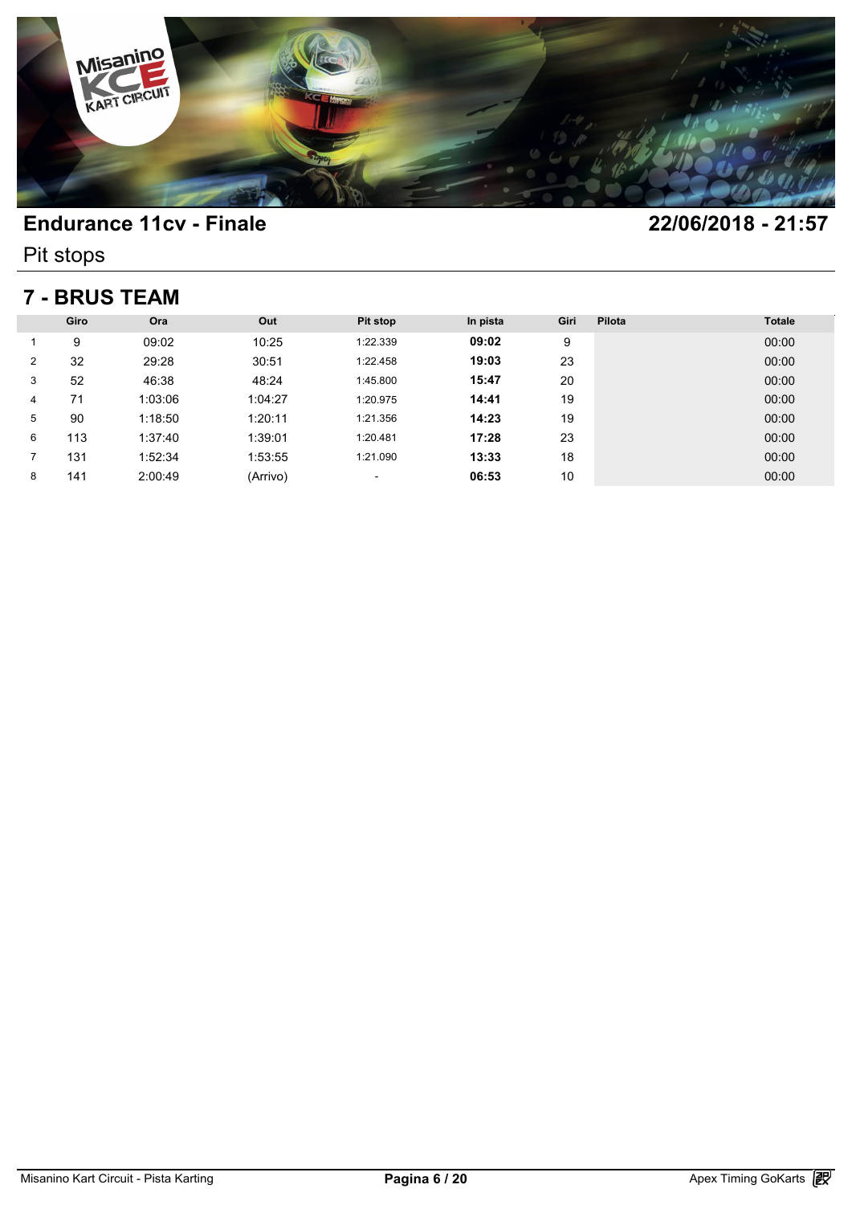# Endurance 11cv - Finale

**22/06/2018 - 21:57**

Pit stops

## 7 - BRUS TEAM

| | Giro | Ora | Out | Pit stop | In pista | Giri | Pilota | Totale |
|---|---|---|---|---|---|---|---|---|
| 1 | 9 | 09:02 | 10:25 | 1:22.339 | **09:02** | 9 | | 00:00 |
| 2 | 32 | 29:28 | 30:51 | 1:22.458 | **19:03** | 23 | | 00:00 |
| 3 | 52 | 46:38 | 48:24 | 1:45.800 | **15:47** | 20 | | 00:00 |
| 4 | 71 | 1:03:06 | 1:04:27 | 1:20.975 | **14:41** | 19 | | 00:00 |
| 5 | 90 | 1:18:50 | 1:20:11 | 1:21.356 | **14:23** | 19 | | 00:00 |
| 6 | 113 | 1:37:40 | 1:39:01 | 1:20.481 | **17:28** | 23 | | 00:00 |
| 7 | 131 | 1:52:34 | 1:53:55 | 1:21.090 | **13:33** | 18 | | 00:00 |
| 8 | 141 | 2:00:49 | (Arrivo) | - | **06:53** | 10 | | 00:00 |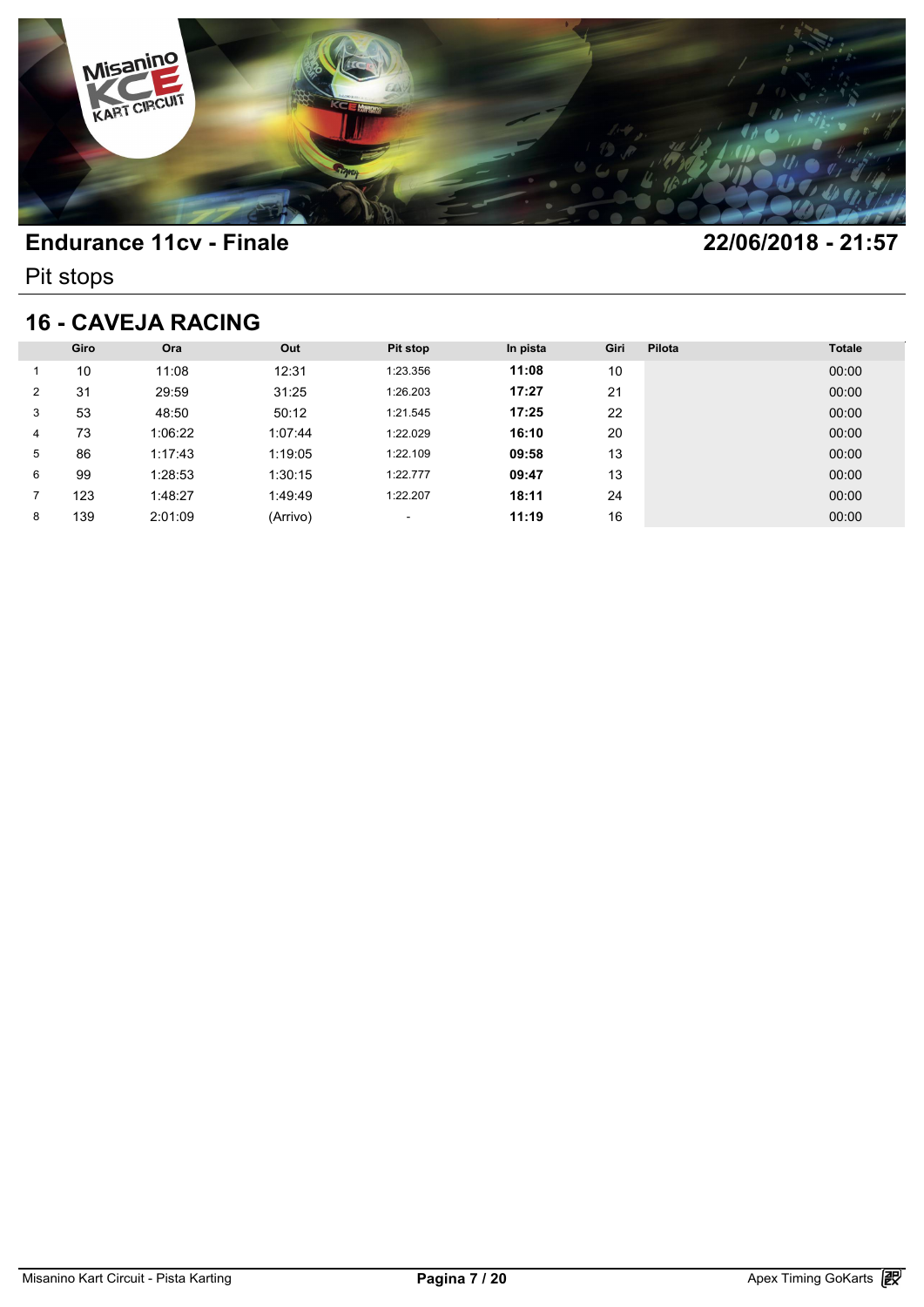# Endurance 11cv - Finale

**22/06/2018 - 21:57**

Pit stops

## 16 - CAVEJA RACING

| | Giro | Ora | Out | Pit stop | In pista | Giri | Pilota | Totale |
|---|---|---|---|---|---|---|---|---|
| 1 | 10 | 11:08 | 12:31 | 1:23.356 | **11:08** | 10 | | 00:00 |
| 2 | 31 | 29:59 | 31:25 | 1:26.203 | **17:27** | 21 | | 00:00 |
| 3 | 53 | 48:50 | 50:12 | 1:21.545 | **17:25** | 22 | | 00:00 |
| 4 | 73 | 1:06:22 | 1:07:44 | 1:22.029 | **16:10** | 20 | | 00:00 |
| 5 | 86 | 1:17:43 | 1:19:05 | 1:22.109 | **09:58** | 13 | | 00:00 |
| 6 | 99 | 1:28:53 | 1:30:15 | 1:22.777 | **09:47** | 13 | | 00:00 |
| 7 | 123 | 1:48:27 | 1:49:49 | 1:22.207 | **18:11** | 24 | | 00:00 |
| 8 | 139 | 2:01:09 | (Arrivo) | - | **11:19** | 16 | | 00:00 |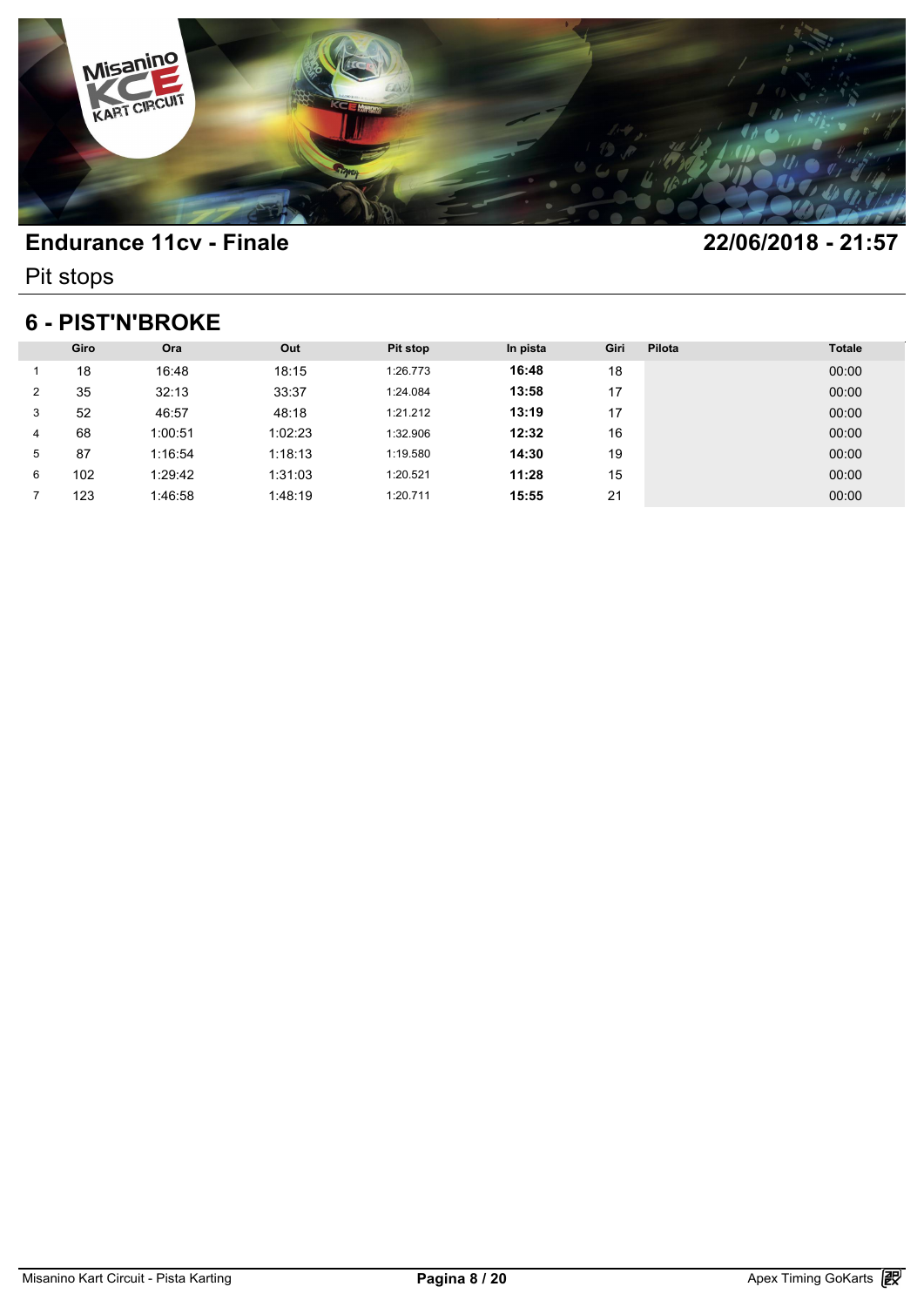# Endurance 11cv - Finale

**22/06/2018 - 21:57**

Pit stops

## 6 - PIST'N'BROKE

| | Giro | Ora | Out | Pit stop | In pista | Giri | Pilota | Totale |
|---|---|---|---|---|---|---|---|---|
| 1 | 18 | 16:48 | 18:15 | 1:26.773 | **16:48** | 18 | | 00:00 |
| 2 | 35 | 32:13 | 33:37 | 1:24.084 | **13:58** | 17 | | 00:00 |
| 3 | 52 | 46:57 | 48:18 | 1:21.212 | **13:19** | 17 | | 00:00 |
| 4 | 68 | 1:00:51 | 1:02:23 | 1:32.906 | **12:32** | 16 | | 00:00 |
| 5 | 87 | 1:16:54 | 1:18:13 | 1:19.580 | **14:30** | 19 | | 00:00 |
| 6 | 102 | 1:29:42 | 1:31:03 | 1:20.521 | **11:28** | 15 | | 00:00 |
| 7 | 123 | 1:46:58 | 1:48:19 | 1:20.711 | **15:55** | 21 | | 00:00 |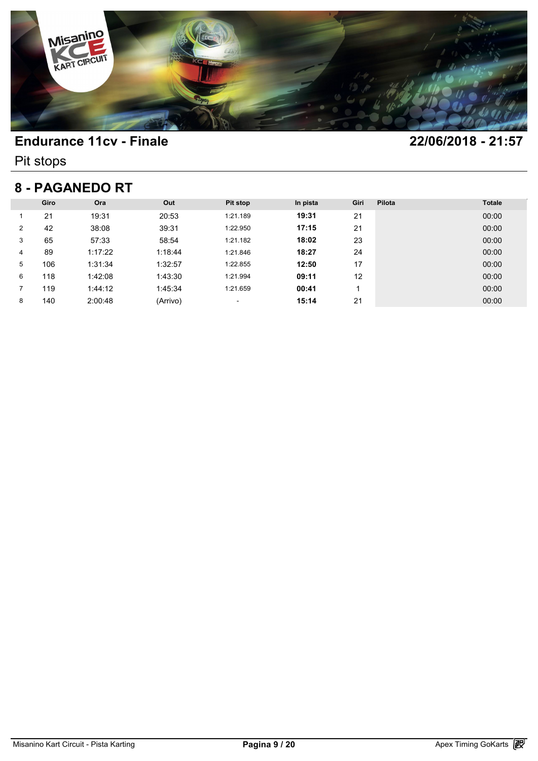# Endurance 11cv - Finale

**22/06/2018 - 21:57**

Pit stops

## 8 - PAGANEDO RT

| | Giro | Ora | Out | Pit stop | In pista | Giri | Pilota | Totale |
|---|---|---|---|---|---|---|---|---|
| 1 | 21 | 19:31 | 20:53 | 1:21.189 | **19:31** | 21 | | 00:00 |
| 2 | 42 | 38:08 | 39:31 | 1:22.950 | **17:15** | 21 | | 00:00 |
| 3 | 65 | 57:33 | 58:54 | 1:21.182 | **18:02** | 23 | | 00:00 |
| 4 | 89 | 1:17:22 | 1:18:44 | 1:21.846 | **18:27** | 24 | | 00:00 |
| 5 | 106 | 1:31:34 | 1:32:57 | 1:22.855 | **12:50** | 17 | | 00:00 |
| 6 | 118 | 1:42:08 | 1:43:30 | 1:21.994 | **09:11** | 12 | | 00:00 |
| 7 | 119 | 1:44:12 | 1:45:34 | 1:21.659 | **00:41** | 1 | | 00:00 |
| 8 | 140 | 2:00:48 | (Arrivo) | - | **15:14** | 21 | | 00:00 |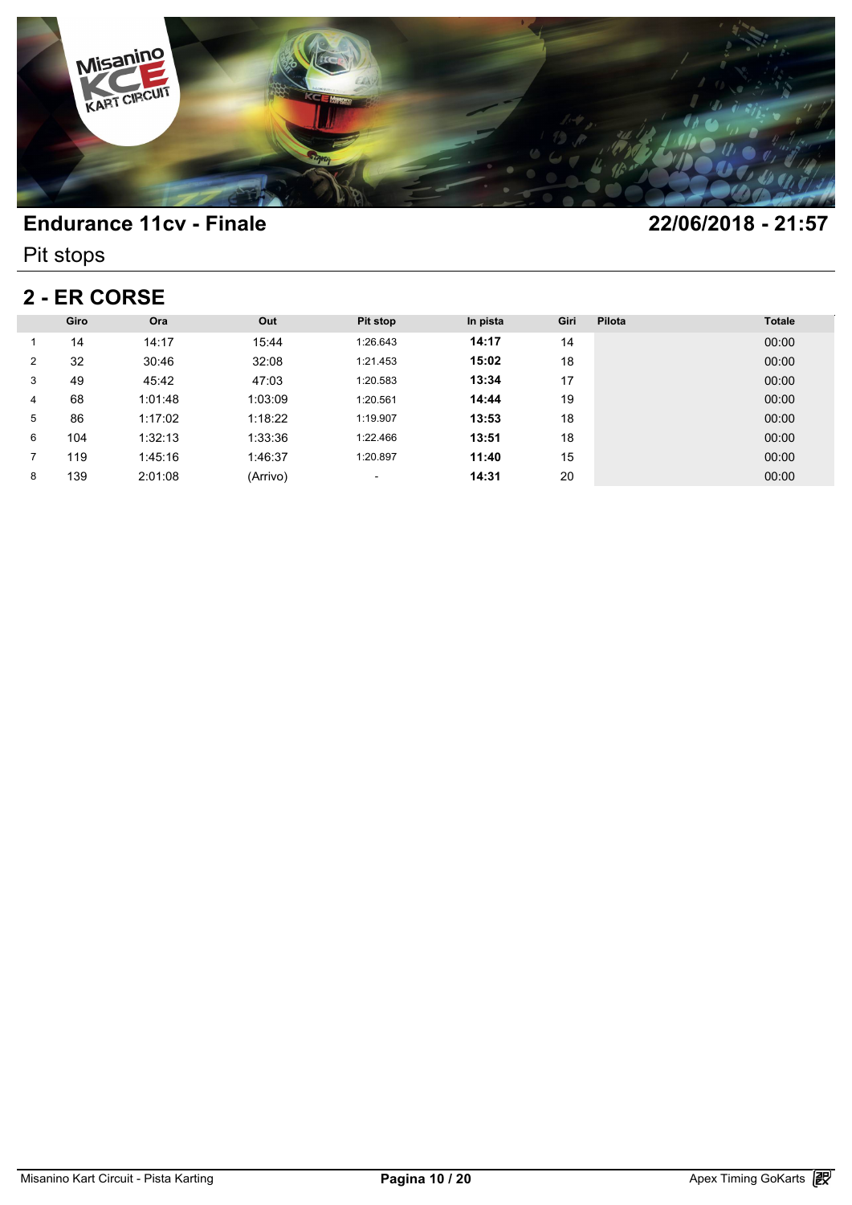# Endurance 11cv - Finale

**22/06/2018 - 21:57**

Pit stops

## 2 - ER CORSE

| | Giro | Ora | Out | Pit stop | In pista | Giri | Pilota | Totale |
|---|---|---|---|---|---|---|---|---|
| 1 | 14 | 14:17 | 15:44 | 1:26.643 | **14:17** | 14 | | 00:00 |
| 2 | 32 | 30:46 | 32:08 | 1:21.453 | **15:02** | 18 | | 00:00 |
| 3 | 49 | 45:42 | 47:03 | 1:20.583 | **13:34** | 17 | | 00:00 |
| 4 | 68 | 1:01:48 | 1:03:09 | 1:20.561 | **14:44** | 19 | | 00:00 |
| 5 | 86 | 1:17:02 | 1:18:22 | 1:19.907 | **13:53** | 18 | | 00:00 |
| 6 | 104 | 1:32:13 | 1:33:36 | 1:22.466 | **13:51** | 18 | | 00:00 |
| 7 | 119 | 1:45:16 | 1:46:37 | 1:20.897 | **11:40** | 15 | | 00:00 |
| 8 | 139 | 2:01:08 | (Arrivo) | - | **14:31** | 20 | | 00:00 |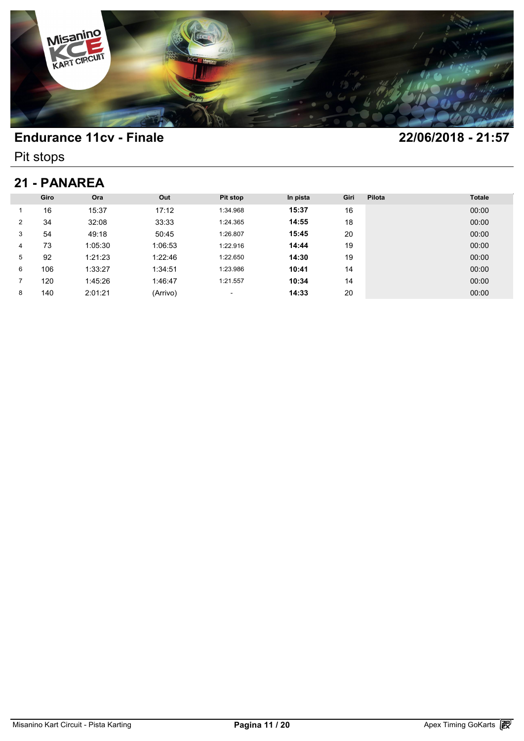# Endurance 11cv - Finale

22/06/2018 - 21:57

Pit stops

## 21 - PANAREA

| | Giro | Ora | Out | Pit stop | In pista | Giri | Pilota | Totale |
|---|---|---|---|---|---|---|---|---|
| 1 | 16 | 15:37 | 17:12 | 1:34.968 | **15:37** | 16 | | 00:00 |
| 2 | 34 | 32:08 | 33:33 | 1:24.365 | **14:55** | 18 | | 00:00 |
| 3 | 54 | 49:18 | 50:45 | 1:26.807 | **15:45** | 20 | | 00:00 |
| 4 | 73 | 1:05:30 | 1:06:53 | 1:22.916 | **14:44** | 19 | | 00:00 |
| 5 | 92 | 1:21:23 | 1:22:46 | 1:22.650 | **14:30** | 19 | | 00:00 |
| 6 | 106 | 1:33:27 | 1:34:51 | 1:23.986 | **10:41** | 14 | | 00:00 |
| 7 | 120 | 1:45:26 | 1:46:47 | 1:21.557 | **10:34** | 14 | | 00:00 |
| 8 | 140 | 2:01:21 | (Arrivo) | - | **14:33** | 20 | | 00:00 |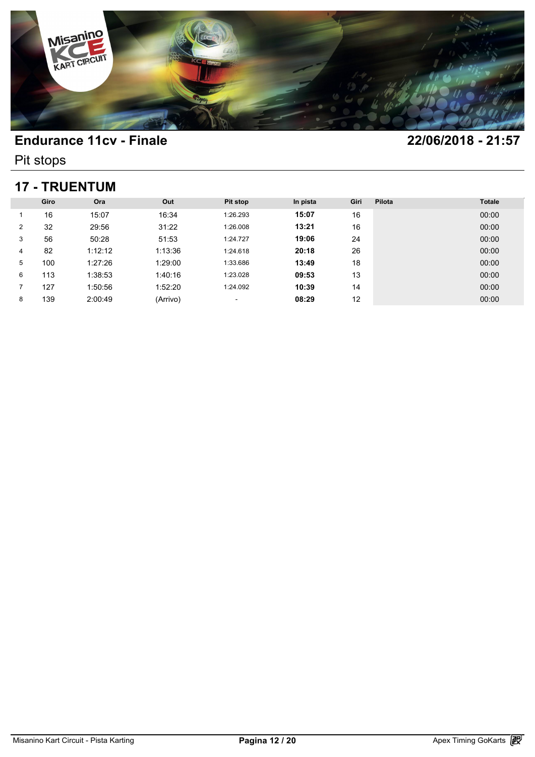# Endurance 11cv - Finale

22/06/2018 - 21:57

Pit stops

## 17 - TRUENTUM

| | Giro | Ora | Out | Pit stop | In pista | Giri | Pilota | Totale |
|---|---|---|---|---|---|---|---|---|
| 1 | 16 | 15:07 | 16:34 | 1:26.293 | **15:07** | 16 | | 00:00 |
| 2 | 32 | 29:56 | 31:22 | 1:26.008 | **13:21** | 16 | | 00:00 |
| 3 | 56 | 50:28 | 51:53 | 1:24.727 | **19:06** | 24 | | 00:00 |
| 4 | 82 | 1:12:12 | 1:13:36 | 1:24.618 | **20:18** | 26 | | 00:00 |
| 5 | 100 | 1:27:26 | 1:29:00 | 1:33.686 | **13:49** | 18 | | 00:00 |
| 6 | 113 | 1:38:53 | 1:40:16 | 1:23.028 | **09:53** | 13 | | 00:00 |
| 7 | 127 | 1:50:56 | 1:52:20 | 1:24.092 | **10:39** | 14 | | 00:00 |
| 8 | 139 | 2:00:49 | (Arrivo) | - | **08:29** | 12 | | 00:00 |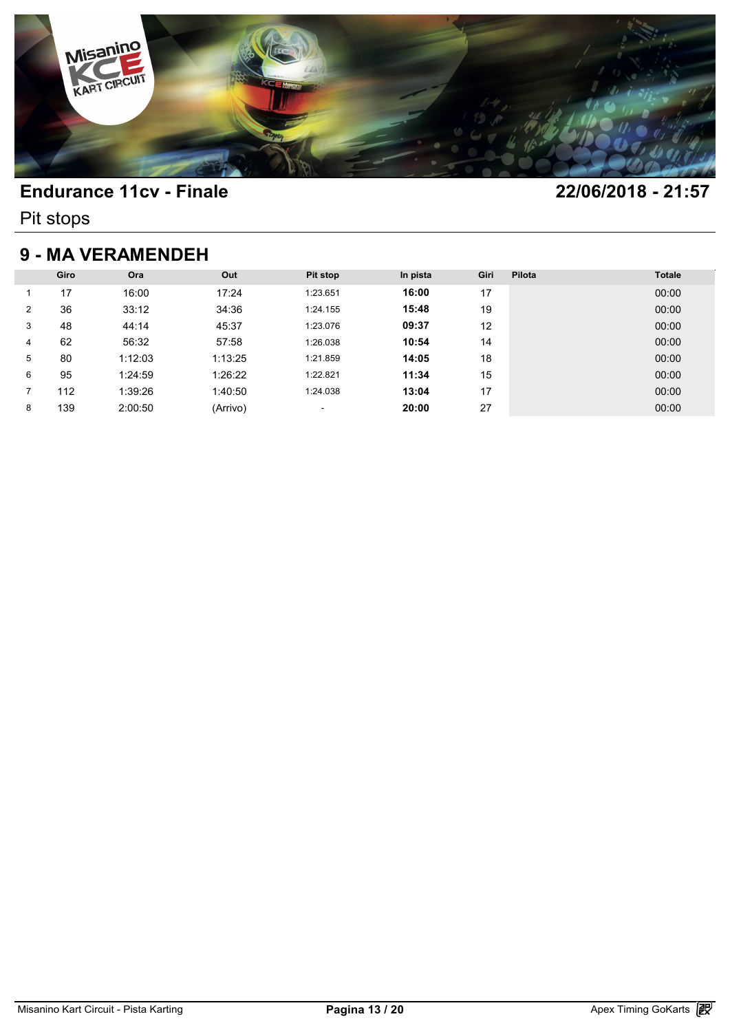# Endurance 11cv - Finale

**22/06/2018 - 21:57**

Pit stops

## 9 - MA VERAMENDEH

| | Giro | Ora | Out | Pit stop | In pista | Giri | Pilota | Totale |
|---|---|---|---|---|---|---|---|---|
| 1 | 17 | 16:00 | 17:24 | 1:23.651 | **16:00** | 17 | | 00:00 |
| 2 | 36 | 33:12 | 34:36 | 1:24.155 | **15:48** | 19 | | 00:00 |
| 3 | 48 | 44:14 | 45:37 | 1:23.076 | **09:37** | 12 | | 00:00 |
| 4 | 62 | 56:32 | 57:58 | 1:26.038 | **10:54** | 14 | | 00:00 |
| 5 | 80 | 1:12:03 | 1:13:25 | 1:21.859 | **14:05** | 18 | | 00:00 |
| 6 | 95 | 1:24:59 | 1:26:22 | 1:22.821 | **11:34** | 15 | | 00:00 |
| 7 | 112 | 1:39:26 | 1:40:50 | 1:24.038 | **13:04** | 17 | | 00:00 |
| 8 | 139 | 2:00:50 | (Arrivo) | - | **20:00** | 27 | | 00:00 |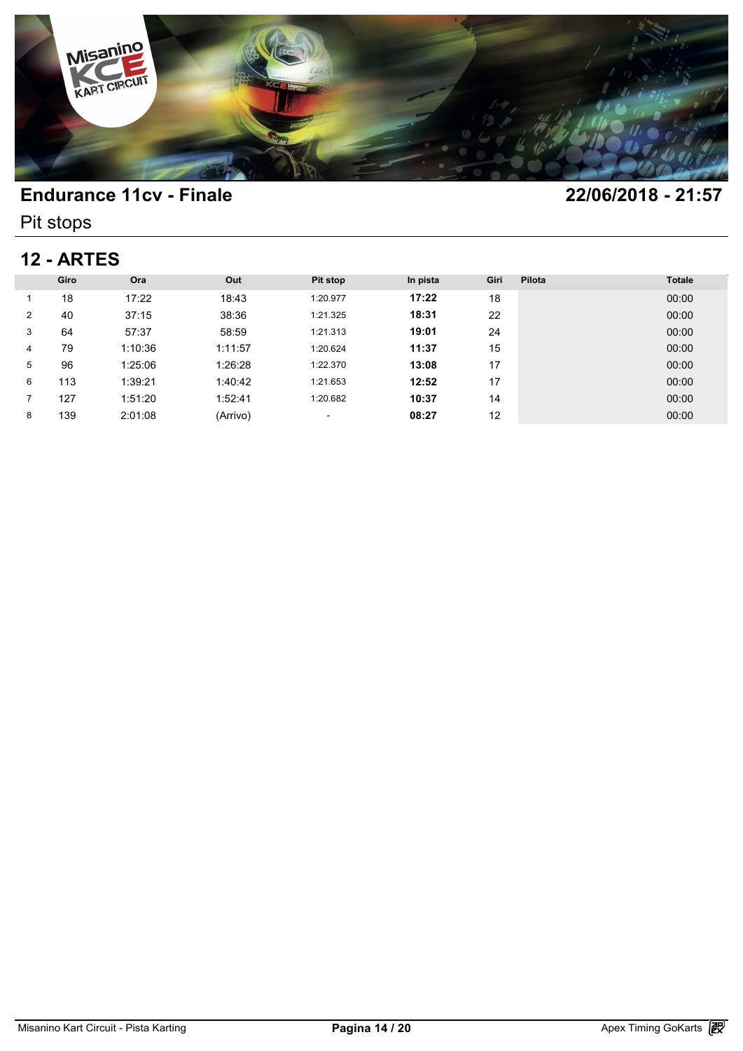## Endurance 11cv - Finale

**22/06/2018 - 21:57**

Pit stops

### 12 - ARTES

| | Giro | Ora | Out | Pit stop | In pista | Giri | Pilota | Totale |
|---|---|---|---|---|---|---|---|---|
| 1 | 18 | 17:22 | 18:43 | 1:20.977 | **17:22** | 18 | | 00:00 |
| 2 | 40 | 37:15 | 38:36 | 1:21.325 | **18:31** | 22 | | 00:00 |
| 3 | 64 | 57:37 | 58:59 | 1:21.313 | **19:01** | 24 | | 00:00 |
| 4 | 79 | 1:10:36 | 1:11:57 | 1:20.624 | **11:37** | 15 | | 00:00 |
| 5 | 96 | 1:25:06 | 1:26:28 | 1:22.370 | **13:08** | 17 | | 00:00 |
| 6 | 113 | 1:39:21 | 1:40:42 | 1:21.653 | **12:52** | 17 | | 00:00 |
| 7 | 127 | 1:51:20 | 1:52:41 | 1:20.682 | **10:37** | 14 | | 00:00 |
| 8 | 139 | 2:01:08 | (Arrivo) | - | **08:27** | 12 | | 00:00 |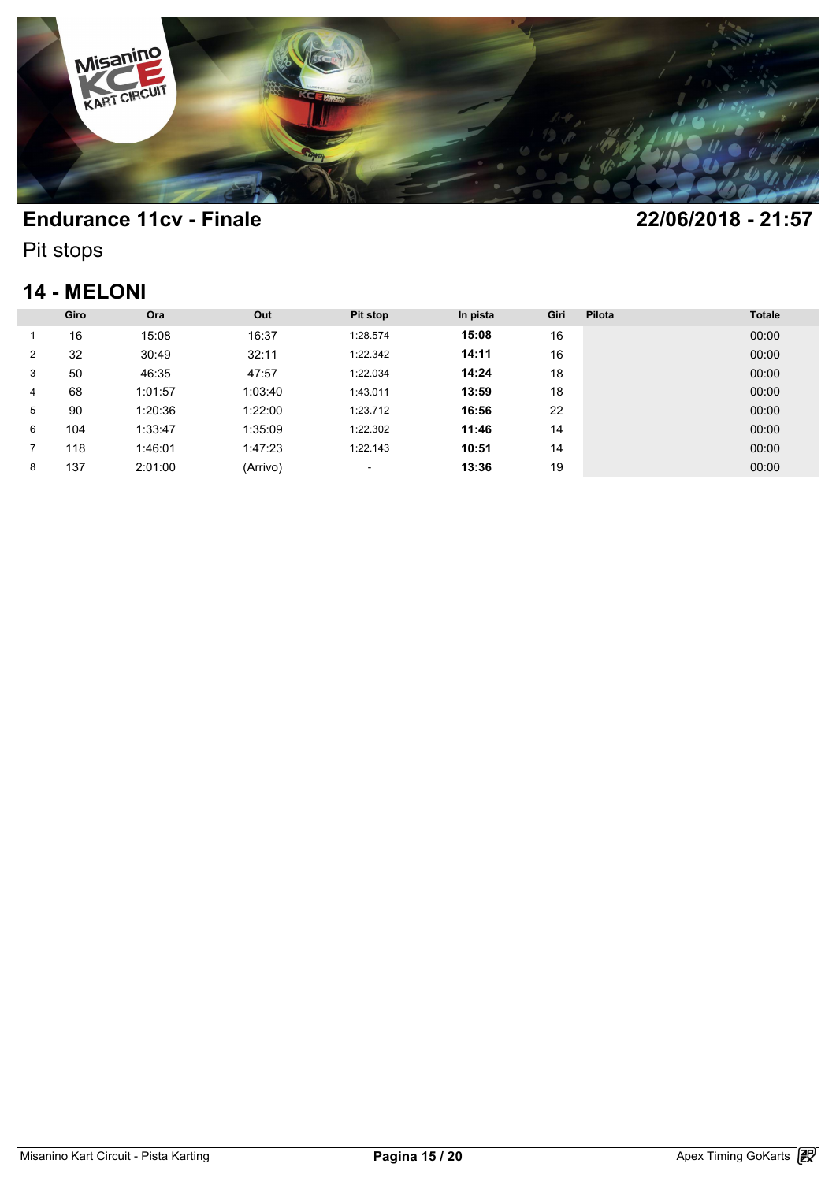# Endurance 11cv - Finale

**22/06/2018 - 21:57**

Pit stops

## 14 - MELONI

| | Giro | Ora | Out | Pit stop | In pista | Giri | Pilota | Totale |
|---|---|---|---|---|---|---|---|---|
| 1 | 16 | 15:08 | 16:37 | 1:28.574 | **15:08** | 16 | | 00:00 |
| 2 | 32 | 30:49 | 32:11 | 1:22.342 | **14:11** | 16 | | 00:00 |
| 3 | 50 | 46:35 | 47:57 | 1:22.034 | **14:24** | 18 | | 00:00 |
| 4 | 68 | 1:01:57 | 1:03:40 | 1:43.011 | **13:59** | 18 | | 00:00 |
| 5 | 90 | 1:20:36 | 1:22:00 | 1:23.712 | **16:56** | 22 | | 00:00 |
| 6 | 104 | 1:33:47 | 1:35:09 | 1:22.302 | **11:46** | 14 | | 00:00 |
| 7 | 118 | 1:46:01 | 1:47:23 | 1:22.143 | **10:51** | 14 | | 00:00 |
| 8 | 137 | 2:01:00 | (Arrivo) | - | **13:36** | 19 | | 00:00 |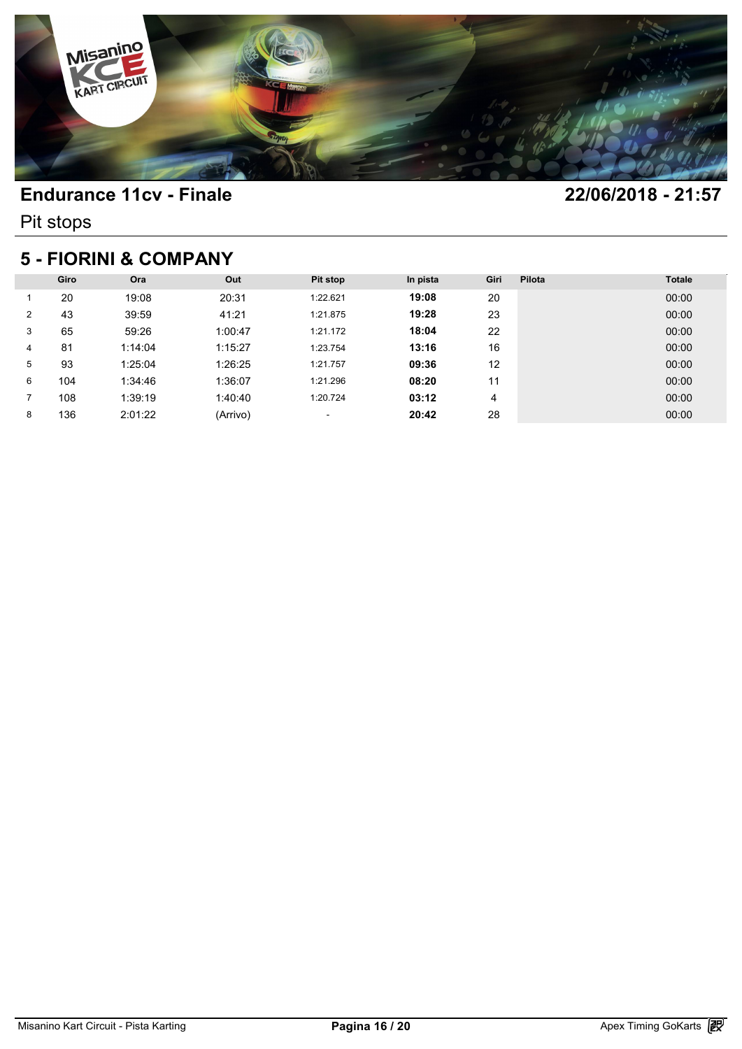## Endurance 11cv - Finale

**22/06/2018 - 21:57**

Pit stops

## 5 - FIORINI & COMPANY

| | Giro | Ora | Out | Pit stop | In pista | Giri | Pilota | Totale |
|---|---|---|---|---|---|---|---|---|
| 1 | 20 | 19:08 | 20:31 | 1:22.621 | **19:08** | 20 | | 00:00 |
| 2 | 43 | 39:59 | 41:21 | 1:21.875 | **19:28** | 23 | | 00:00 |
| 3 | 65 | 59:26 | 1:00:47 | 1:21.172 | **18:04** | 22 | | 00:00 |
| 4 | 81 | 1:14:04 | 1:15:27 | 1:23.754 | **13:16** | 16 | | 00:00 |
| 5 | 93 | 1:25:04 | 1:26:25 | 1:21.757 | **09:36** | 12 | | 00:00 |
| 6 | 104 | 1:34:46 | 1:36:07 | 1:21.296 | **08:20** | 11 | | 00:00 |
| 7 | 108 | 1:39:19 | 1:40:40 | 1:20.724 | **03:12** | 4 | | 00:00 |
| 8 | 136 | 2:01:22 | (Arrivo) | - | **20:42** | 28 | | 00:00 |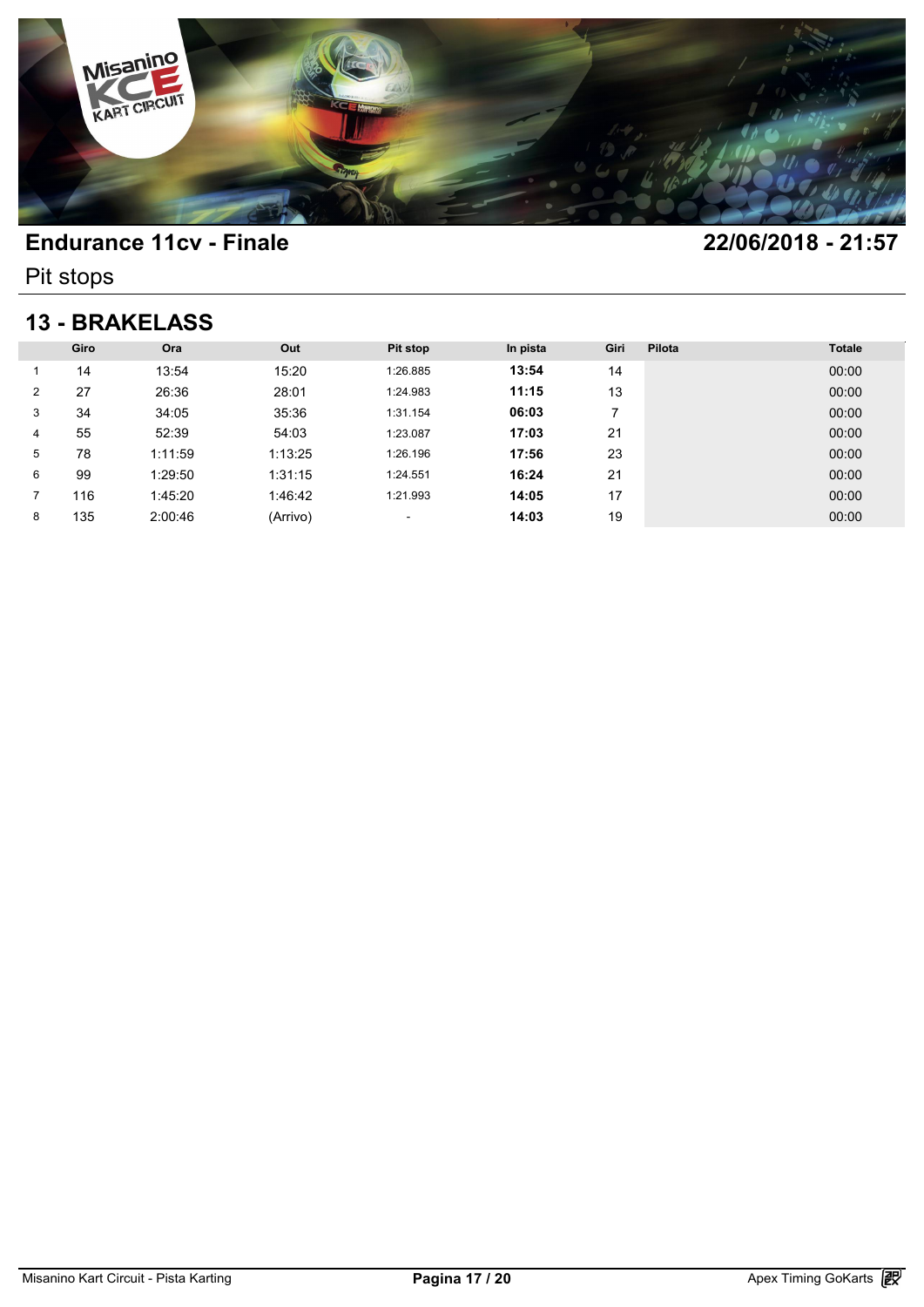## Endurance 11cv - Finale

**22/06/2018 - 21:57**

Pit stops

## 13 - BRAKELASS

| | Giro | Ora | Out | Pit stop | In pista | Giri | Pilota | Totale |
|---|---|---|---|---|---|---|---|---|
| 1 | 14 | 13:54 | 15:20 | 1:26.885 | **13:54** | 14 | | 00:00 |
| 2 | 27 | 26:36 | 28:01 | 1:24.983 | **11:15** | 13 | | 00:00 |
| 3 | 34 | 34:05 | 35:36 | 1:31.154 | **06:03** | 7 | | 00:00 |
| 4 | 55 | 52:39 | 54:03 | 1:23.087 | **17:03** | 21 | | 00:00 |
| 5 | 78 | 1:11:59 | 1:13:25 | 1:26.196 | **17:56** | 23 | | 00:00 |
| 6 | 99 | 1:29:50 | 1:31:15 | 1:24.551 | **16:24** | 21 | | 00:00 |
| 7 | 116 | 1:45:20 | 1:46:42 | 1:21.993 | **14:05** | 17 | | 00:00 |
| 8 | 135 | 2:00:46 | (Arrivo) | - | **14:03** | 19 | | 00:00 |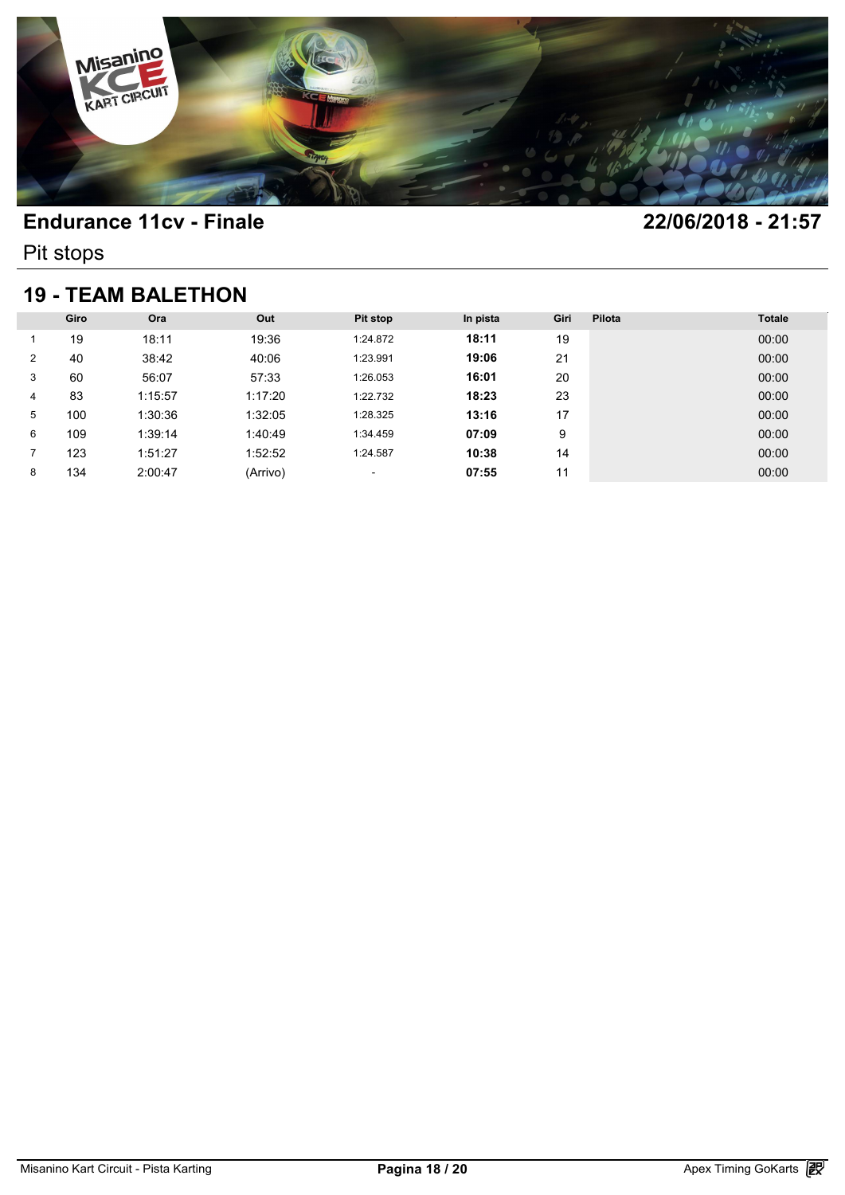# Endurance 11cv - Finale

**22/06/2018 - 21:57**

Pit stops

## 19 - TEAM BALETHON

| | Giro | Ora | Out | Pit stop | In pista | Giri | Pilota | Totale |
|---|---|---|---|---|---|---|---|---|
| 1 | 19 | 18:11 | 19:36 | 1:24.872 | **18:11** | 19 | | 00:00 |
| 2 | 40 | 38:42 | 40:06 | 1:23.991 | **19:06** | 21 | | 00:00 |
| 3 | 60 | 56:07 | 57:33 | 1:26.053 | **16:01** | 20 | | 00:00 |
| 4 | 83 | 1:15:57 | 1:17:20 | 1:22.732 | **18:23** | 23 | | 00:00 |
| 5 | 100 | 1:30:36 | 1:32:05 | 1:28.325 | **13:16** | 17 | | 00:00 |
| 6 | 109 | 1:39:14 | 1:40:49 | 1:34.459 | **07:09** | 9 | | 00:00 |
| 7 | 123 | 1:51:27 | 1:52:52 | 1:24.587 | **10:38** | 14 | | 00:00 |
| 8 | 134 | 2:00:47 | (Arrivo) | - | **07:55** | 11 | | 00:00 |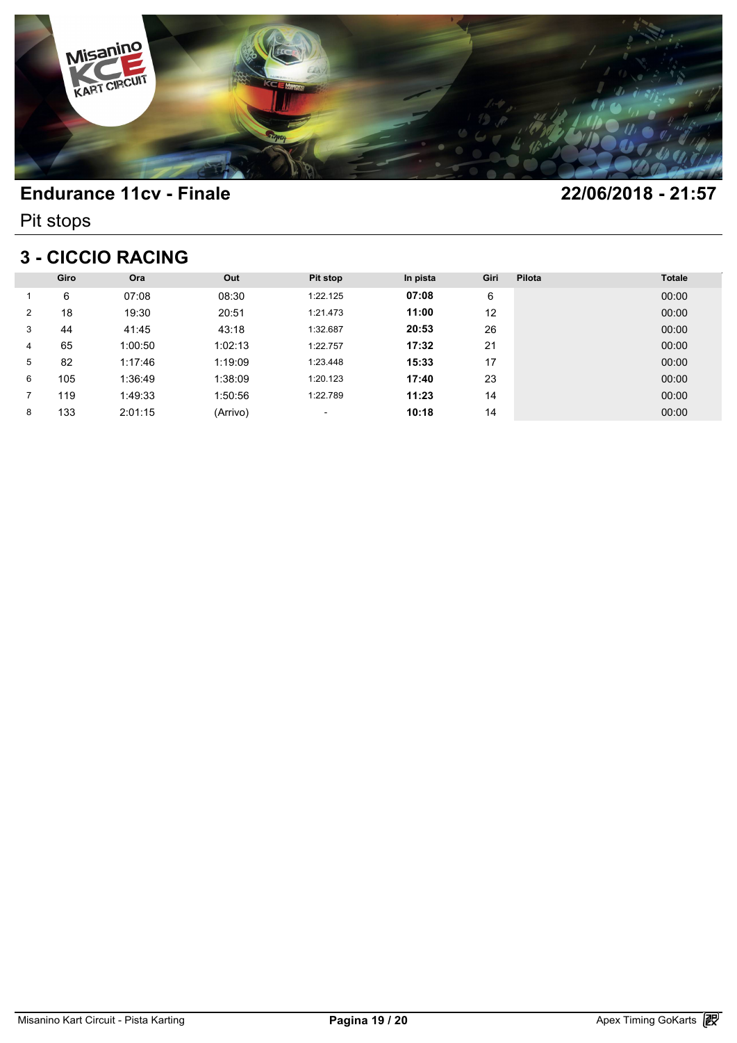# Endurance 11cv - Finale

22/06/2018 - 21:57

Pit stops

## 3 - CICCIO RACING

| | Giro | Ora | Out | Pit stop | In pista | Giri | Pilota | Totale |
|---|---|---|---|---|---|---|---|---|
| 1 | 6 | 07:08 | 08:30 | 1:22.125 | **07:08** | 6 | | 00:00 |
| 2 | 18 | 19:30 | 20:51 | 1:21.473 | **11:00** | 12 | | 00:00 |
| 3 | 44 | 41:45 | 43:18 | 1:32.687 | **20:53** | 26 | | 00:00 |
| 4 | 65 | 1:00:50 | 1:02:13 | 1:22.757 | **17:32** | 21 | | 00:00 |
| 5 | 82 | 1:17:46 | 1:19:09 | 1:23.448 | **15:33** | 17 | | 00:00 |
| 6 | 105 | 1:36:49 | 1:38:09 | 1:20.123 | **17:40** | 23 | | 00:00 |
| 7 | 119 | 1:49:33 | 1:50:56 | 1:22.789 | **11:23** | 14 | | 00:00 |
| 8 | 133 | 2:01:15 | (Arrivo) | - | **10:18** | 14 | | 00:00 |

Misanino Kart Circuit - Pista Karting

Apex Timing GoKarts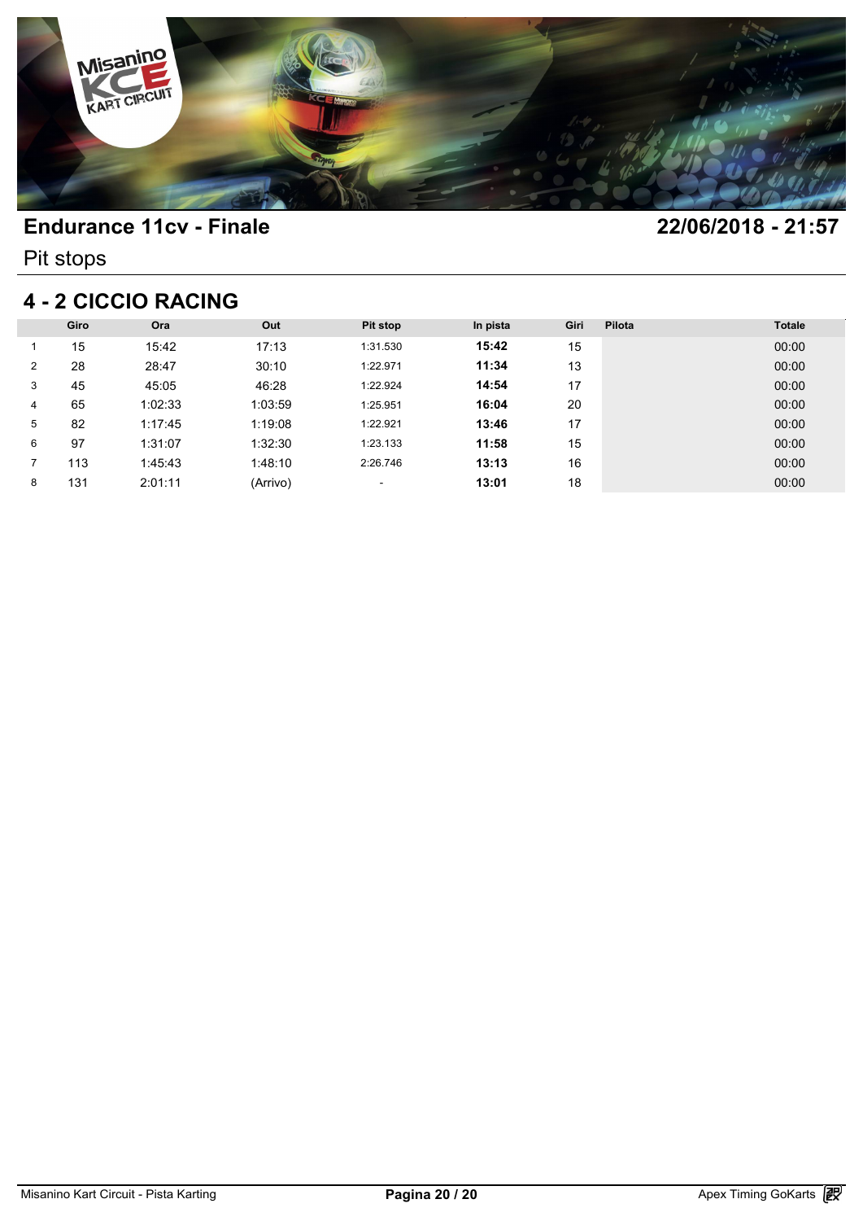## Endurance 11cv - Finale

**22/06/2018 - 21:57**

Pit stops

### 4 - 2 CICCIO RACING

| | Giro | Ora | Out | Pit stop | In pista | Giri | Pilota | Totale |
|---|---|---|---|---|---|---|---|---|
| 1 | 15 | 15:42 | 17:13 | 1:31.530 | **15:42** | 15 | | 00:00 |
| 2 | 28 | 28:47 | 30:10 | 1:22.971 | **11:34** | 13 | | 00:00 |
| 3 | 45 | 45:05 | 46:28 | 1:22.924 | **14:54** | 17 | | 00:00 |
| 4 | 65 | 1:02:33 | 1:03:59 | 1:25.951 | **16:04** | 20 | | 00:00 |
| 5 | 82 | 1:17:45 | 1:19:08 | 1:22.921 | **13:46** | 17 | | 00:00 |
| 6 | 97 | 1:31:07 | 1:32:30 | 1:23.133 | **11:58** | 15 | | 00:00 |
| 7 | 113 | 1:45:43 | 1:48:10 | 2:26.746 | **13:13** | 16 | | 00:00 |
| 8 | 131 | 2:01:11 | (Arrivo) | - | **13:01** | 18 | | 00:00 |

Misanino Kart Circuit - Pista Karting

Apex Timing GoKarts